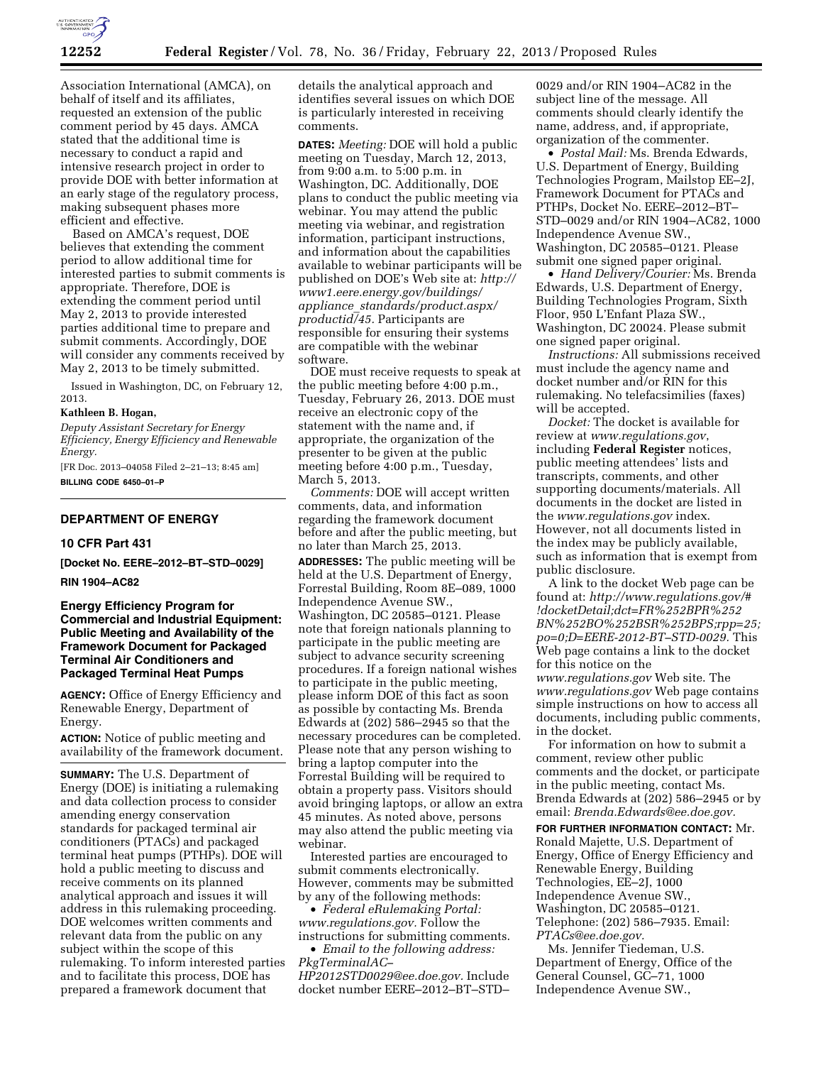Association International (AMCA), on behalf of itself and its affiliates, requested an extension of the public comment period by 45 days. AMCA stated that the additional time is necessary to conduct a rapid and intensive research project in order to provide DOE with better information at an early stage of the regulatory process, making subsequent phases more efficient and effective.

Based on AMCA's request, DOE believes that extending the comment period to allow additional time for interested parties to submit comments is appropriate. Therefore, DOE is extending the comment period until May 2, 2013 to provide interested parties additional time to prepare and submit comments. Accordingly, DOE will consider any comments received by May 2, 2013 to be timely submitted.

Issued in Washington, DC, on February 12, 2013.

**Kathleen B. Hogan,**

*Deputy Assistant Secretary for Energy Efficiency, Energy Efficiency and Renewable Energy.*

[FR Doc. 2013–04058 Filed 2–21–13; 8:45 am]

**BILLING CODE 6450–01–P**

---

## DEPARTMENT OF ENERGY

### 10 CFR Part 431

**[Docket No. EERE–2012–BT–STD–0029]**

**RIN 1904–AC82**

### Energy Efficiency Program for Commercial and Industrial Equipment: Public Meeting and Availability of the Framework Document for Packaged Terminal Air Conditioners and Packaged Terminal Heat Pumps

**AGENCY:** Office of Energy Efficiency and Renewable Energy, Department of Energy.

**ACTION:** Notice of public meeting and availability of the framework document.

**SUMMARY:** The U.S. Department of Energy (DOE) is initiating a rulemaking and data collection process to consider amending energy conservation standards for packaged terminal air conditioners (PTACs) and packaged terminal heat pumps (PTHPs). DOE will hold a public meeting to discuss and receive comments on its planned analytical approach and issues it will address in this rulemaking proceeding. DOE welcomes written comments and relevant data from the public on any subject within the scope of this rulemaking. To inform interested parties and to facilitate this process, DOE has prepared a framework document that details the analytical approach and identifies several issues on which DOE is particularly interested in receiving comments.

**DATES:** *Meeting:* DOE will hold a public meeting on Tuesday, March 12, 2013, from 9:00 a.m. to 5:00 p.m. in Washington, DC. Additionally, DOE plans to conduct the public meeting via webinar. You may attend the public meeting via webinar, and registration information, participant instructions, and information about the capabilities available to webinar participants will be published on DOE's Web site at: *http://www1.eere.energy.gov/buildings/appliance_standards/product.aspx/productid/45.* Participants are responsible for ensuring their systems are compatible with the webinar software.

DOE must receive requests to speak at the public meeting before 4:00 p.m., Tuesday, February 26, 2013. DOE must receive an electronic copy of the statement with the name and, if appropriate, the organization of the presenter to be given at the public meeting before 4:00 p.m., Tuesday, March 5, 2013.

*Comments:* DOE will accept written comments, data, and information regarding the framework document before and after the public meeting, but no later than March 25, 2013.

**ADDRESSES:** The public meeting will be held at the U.S. Department of Energy, Forrestal Building, Room 8E–089, 1000 Independence Avenue SW., Washington, DC 20585–0121. Please note that foreign nationals planning to participate in the public meeting are subject to advance security screening procedures. If a foreign national wishes to participate in the public meeting, please inform DOE of this fact as soon as possible by contacting Ms. Brenda Edwards at (202) 586–2945 so that the necessary procedures can be completed. Please note that any person wishing to bring a laptop computer into the Forrestal Building will be required to obtain a property pass. Visitors should avoid bringing laptops, or allow an extra 45 minutes. As noted above, persons may also attend the public meeting via webinar.

Interested parties are encouraged to submit comments electronically. However, comments may be submitted by any of the following methods:

- *Federal eRulemaking Portal: www.regulations.gov.* Follow the instructions for submitting comments.
- *Email to the following address: PkgTerminalAC–HP2012STD0029@ee.doe.gov.* Include docket number EERE–2012–BT–STD–0029 and/or RIN 1904–AC82 in the subject line of the message. All comments should clearly identify the name, address, and, if appropriate, organization of the commenter.
- *Postal Mail:* Ms. Brenda Edwards, U.S. Department of Energy, Building Technologies Program, Mailstop EE–2J, Framework Document for PTACs and PTHPs, Docket No. EERE–2012–BT–STD–0029 and/or RIN 1904–AC82, 1000 Independence Avenue SW., Washington, DC 20585–0121. Please submit one signed paper original.
- *Hand Delivery/Courier:* Ms. Brenda Edwards, U.S. Department of Energy, Building Technologies Program, Sixth Floor, 950 L'Enfant Plaza SW., Washington, DC 20024. Please submit one signed paper original.

*Instructions:* All submissions received must include the agency name and docket number and/or RIN for this rulemaking. No telefacsimilies (faxes) will be accepted.

*Docket:* The docket is available for review at *www.regulations.gov*, including **Federal Register** notices, public meeting attendees' lists and transcripts, comments, and other supporting documents/materials. All documents in the docket are listed in the *www.regulations.gov* index. However, not all documents listed in the index may be publicly available, such as information that is exempt from public disclosure.

A link to the docket Web page can be found at: *http://www.regulations.gov/#!docketDetail;dct=FR%252BPR%252BN%252BO%252BSR%252BPS;rpp=25;po=0;D=EERE-2012-BT–STD-0029.* This Web page contains a link to the docket for this notice on the *www.regulations.gov* Web site. The *www.regulations.gov* Web page contains simple instructions on how to access all documents, including public comments, in the docket.

For information on how to submit a comment, review other public comments and the docket, or participate in the public meeting, contact Ms. Brenda Edwards at (202) 586–2945 or by email: *Brenda.Edwards@ee.doe.gov.*

**FOR FURTHER INFORMATION CONTACT:** Mr. Ronald Majette, U.S. Department of Energy, Office of Energy Efficiency and Renewable Energy, Building Technologies, EE–2J, 1000 Independence Avenue SW., Washington, DC 20585–0121. Telephone: (202) 586–7935. Email: *PTACs@ee.doe.gov.*

Ms. Jennifer Tiedeman, U.S. Department of Energy, Office of the General Counsel, GC–71, 1000 Independence Avenue SW.,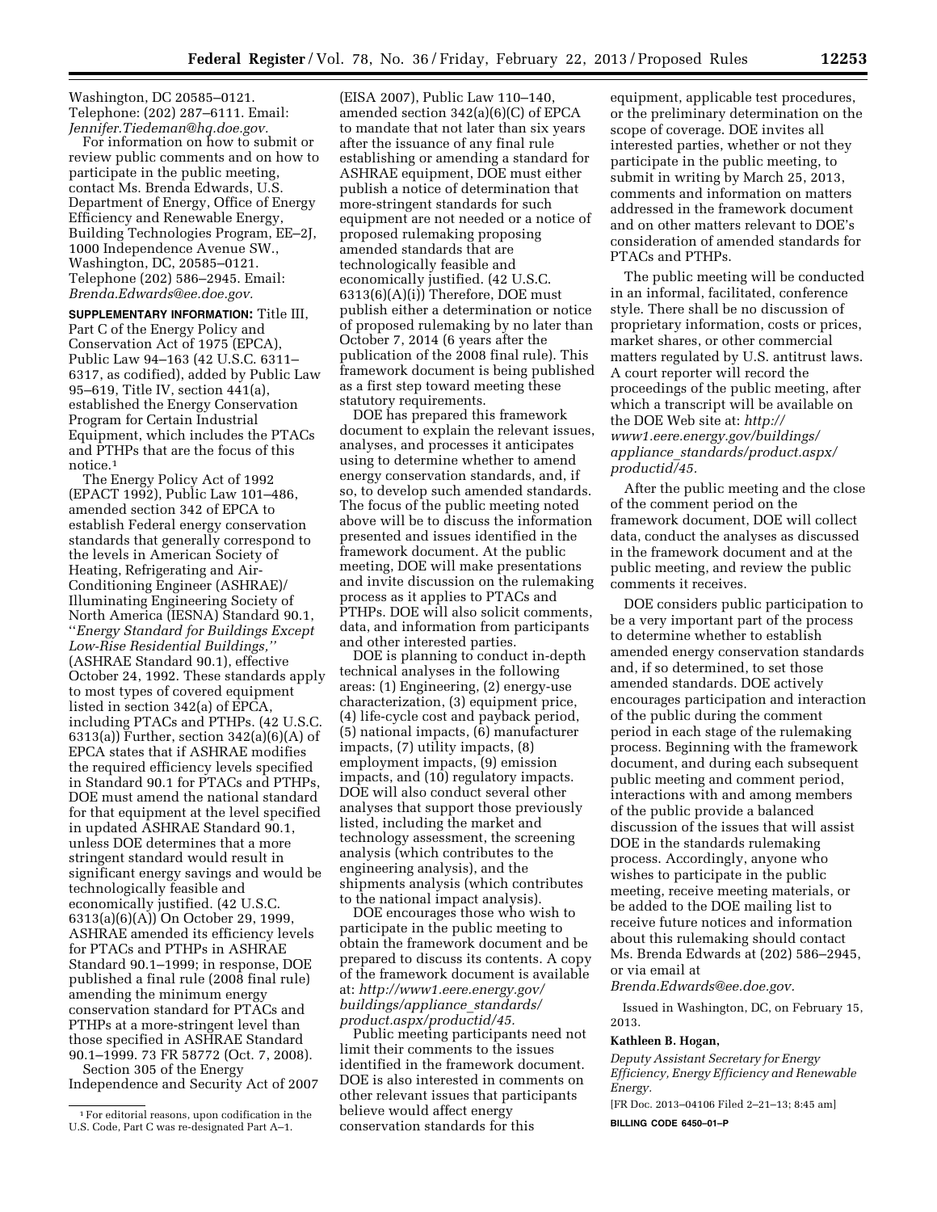Washington, DC 20585–0121. Telephone: (202) 287–6111. Email: *Jennifer.Tiedeman@hq.doe.gov.*

For information on how to submit or review public comments and on how to participate in the public meeting, contact Ms. Brenda Edwards, U.S. Department of Energy, Office of Energy Efficiency and Renewable Energy, Building Technologies Program, EE–2J, 1000 Independence Avenue SW., Washington, DC, 20585–0121. Telephone (202) 586–2945. Email: *Brenda.Edwards@ee.doe.gov.*

**SUPPLEMENTARY INFORMATION:** Title III, Part C of the Energy Policy and Conservation Act of 1975 (EPCA), Public Law 94–163 (42 U.S.C. 6311–6317, as codified), added by Public Law 95–619, Title IV, section 441(a), established the Energy Conservation Program for Certain Industrial Equipment, which includes the PTACs and PTHPs that are the focus of this notice.[1]

The Energy Policy Act of 1992 (EPACT 1992), Public Law 101–486, amended section 342 of EPCA to establish Federal energy conservation standards that generally correspond to the levels in American Society of Heating, Refrigerating and Air-Conditioning Engineer (ASHRAE)/Illuminating Engineering Society of North America (IESNA) Standard 90.1, ''*Energy Standard for Buildings Except Low-Rise Residential Buildings,''* (ASHRAE Standard 90.1), effective October 24, 1992. These standards apply to most types of covered equipment listed in section 342(a) of EPCA, including PTACs and PTHPs. (42 U.S.C. 6313(a)) Further, section 342(a)(6)(A) of EPCA states that if ASHRAE modifies the required efficiency levels specified in Standard 90.1 for PTACs and PTHPs, DOE must amend the national standard for that equipment at the level specified in updated ASHRAE Standard 90.1, unless DOE determines that a more stringent standard would result in significant energy savings and would be technologically feasible and economically justified. (42 U.S.C. 6313(a)(6)(A)) On October 29, 1999, ASHRAE amended its efficiency levels for PTACs and PTHPs in ASHRAE Standard 90.1–1999; in response, DOE published a final rule (2008 final rule) amending the minimum energy conservation standard for PTACs and PTHPs at a more-stringent level than those specified in ASHRAE Standard 90.1–1999. 73 FR 58772 (Oct. 7, 2008).

Section 305 of the Energy Independence and Security Act of 2007 (EISA 2007), Public Law 110–140, amended section 342(a)(6)(C) of EPCA to mandate that not later than six years after the issuance of any final rule establishing or amending a standard for ASHRAE equipment, DOE must either publish a notice of determination that more-stringent standards for such equipment are not needed or a notice of proposed rulemaking proposing amended standards that are technologically feasible and economically justified. (42 U.S.C. 6313(6)(A)(i)) Therefore, DOE must publish either a determination or notice of proposed rulemaking by no later than October 7, 2014 (6 years after the publication of the 2008 final rule). This framework document is being published as a first step toward meeting these statutory requirements.

DOE has prepared this framework document to explain the relevant issues, analyses, and processes it anticipates using to determine whether to amend energy conservation standards, and, if so, to develop such amended standards. The focus of the public meeting noted above will be to discuss the information presented and issues identified in the framework document. At the public meeting, DOE will make presentations and invite discussion on the rulemaking process as it applies to PTACs and PTHPs. DOE will also solicit comments, data, and information from participants and other interested parties.

DOE is planning to conduct in-depth technical analyses in the following areas: (1) Engineering, (2) energy-use characterization, (3) equipment price, (4) life-cycle cost and payback period, (5) national impacts, (6) manufacturer impacts, (7) utility impacts, (8) employment impacts, (9) emission impacts, and (10) regulatory impacts. DOE will also conduct several other analyses that support those previously listed, including the market and technology assessment, the screening analysis (which contributes to the engineering analysis), and the shipments analysis (which contributes to the national impact analysis).

DOE encourages those who wish to participate in the public meeting to obtain the framework document and be prepared to discuss its contents. A copy of the framework document is available at: *http://www1.eere.energy.gov/buildings/appliance_standards/product.aspx/productid/45.*

Public meeting participants need not limit their comments to the issues identified in the framework document. DOE is also interested in comments on other relevant issues that participants believe would affect energy conservation standards for this equipment, applicable test procedures, or the preliminary determination on the scope of coverage. DOE invites all interested parties, whether or not they participate in the public meeting, to submit in writing by March 25, 2013, comments and information on matters addressed in the framework document and on other matters relevant to DOE's consideration of amended standards for PTACs and PTHPs.

The public meeting will be conducted in an informal, facilitated, conference style. There shall be no discussion of proprietary information, costs or prices, market shares, or other commercial matters regulated by U.S. antitrust laws. A court reporter will record the proceedings of the public meeting, after which a transcript will be available on the DOE Web site at: *http://www1.eere.energy.gov/buildings/appliance_standards/product.aspx/productid/45.*

After the public meeting and the close of the comment period on the framework document, DOE will collect data, conduct the analyses as discussed in the framework document and at the public meeting, and review the public comments it receives.

DOE considers public participation to be a very important part of the process to determine whether to establish amended energy conservation standards and, if so determined, to set those amended standards. DOE actively encourages participation and interaction of the public during the comment period in each stage of the rulemaking process. Beginning with the framework document, and during each subsequent public meeting and comment period, interactions with and among members of the public provide a balanced discussion of the issues that will assist DOE in the standards rulemaking process. Accordingly, anyone who wishes to participate in the public meeting, receive meeting materials, or be added to the DOE mailing list to receive future notices and information about this rulemaking should contact Ms. Brenda Edwards at (202) 586–2945, or via email at *Brenda.Edwards@ee.doe.gov.*

Issued in Washington, DC, on February 15, 2013.

**Kathleen B. Hogan,**

*Deputy Assistant Secretary for Energy Efficiency, Energy Efficiency and Renewable Energy.*

[FR Doc. 2013–04106 Filed 2–21–13; 8:45 am]

**BILLING CODE 6450–01–P**

[1] For editorial reasons, upon codification in the U.S. Code, Part C was re-designated Part A–1.